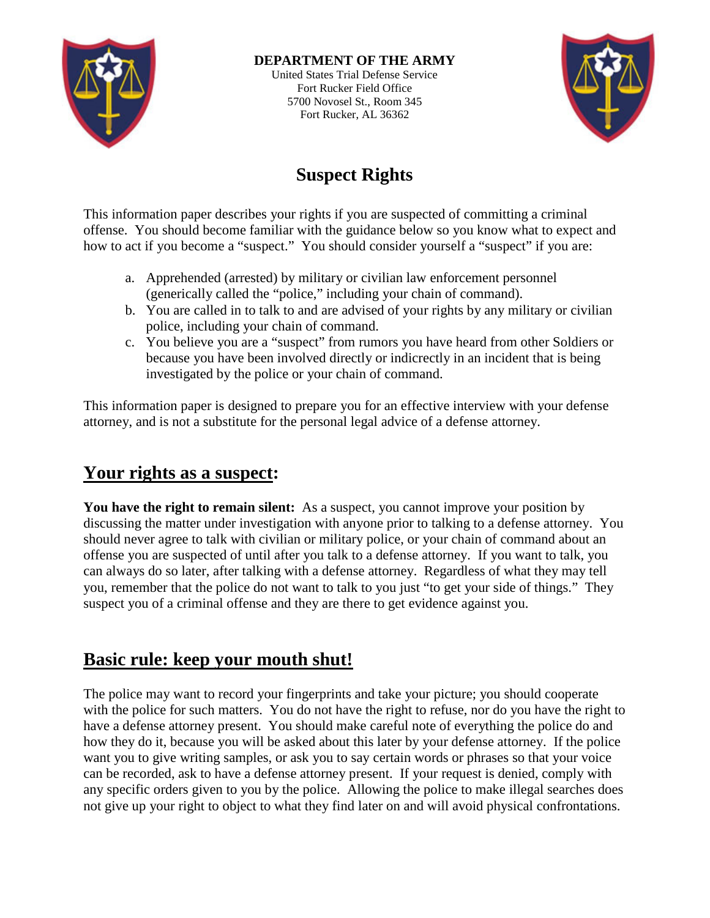**DEPARTMENT OF THE ARMY**
United States Trial Defense Service
Fort Rucker Field Office
5700 Novosel St., Room 345
Fort Rucker, AL 36362

# Suspect Rights

This information paper describes your rights if you are suspected of committing a criminal offense. You should become familiar with the guidance below so you know what to expect and how to act if you become a "suspect." You should consider yourself a "suspect" if you are:

a. Apprehended (arrested) by military or civilian law enforcement personnel (generically called the "police," including your chain of command).
b. You are called in to talk to and are advised of your rights by any military or civilian police, including your chain of command.
c. You believe you are a "suspect" from rumors you have heard from other Soldiers or because you have been involved directly or indirectly in an incident that is being investigated by the police or your chain of command.

This information paper is designed to prepare you for an effective interview with your defense attorney, and is not a substitute for the personal legal advice of a defense attorney.

## Your rights as a suspect:

**You have the right to remain silent:** As a suspect, you cannot improve your position by discussing the matter under investigation with anyone prior to talking to a defense attorney. You should never agree to talk with civilian or military police, or your chain of command about an offense you are suspected of until after you talk to a defense attorney. If you want to talk, you can always do so later, after talking with a defense attorney. Regardless of what they may tell you, remember that the police do not want to talk to you just "to get your side of things." They suspect you of a criminal offense and they are there to get evidence against you.

## Basic rule: keep your mouth shut!

The police may want to record your fingerprints and take your picture; you should cooperate with the police for such matters. You do not have the right to refuse, nor do you have the right to have a defense attorney present. You should make careful note of everything the police do and how they do it, because you will be asked about this later by your defense attorney. If the police want you to give writing samples, or ask you to say certain words or phrases so that your voice can be recorded, ask to have a defense attorney present. If your request is denied, comply with any specific orders given to you by the police. Allowing the police to make illegal searches does not give up your right to object to what they find later on and will avoid physical confrontations.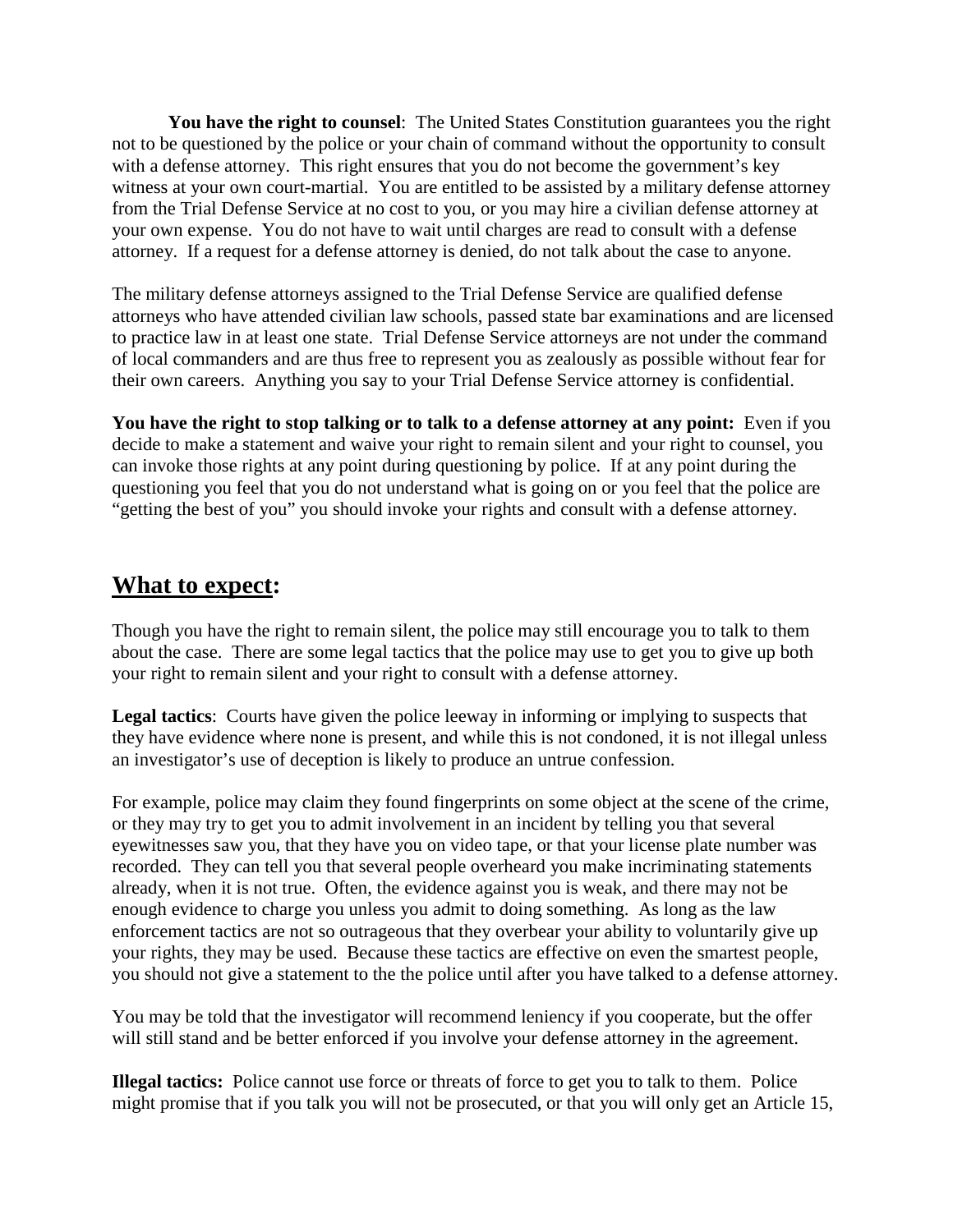**You have the right to counsel**: The United States Constitution guarantees you the right not to be questioned by the police or your chain of command without the opportunity to consult with a defense attorney. This right ensures that you do not become the government's key witness at your own court-martial. You are entitled to be assisted by a military defense attorney from the Trial Defense Service at no cost to you, or you may hire a civilian defense attorney at your own expense. You do not have to wait until charges are read to consult with a defense attorney. If a request for a defense attorney is denied, do not talk about the case to anyone.

The military defense attorneys assigned to the Trial Defense Service are qualified defense attorneys who have attended civilian law schools, passed state bar examinations and are licensed to practice law in at least one state. Trial Defense Service attorneys are not under the command of local commanders and are thus free to represent you as zealously as possible without fear for their own careers. Anything you say to your Trial Defense Service attorney is confidential.

**You have the right to stop talking or to talk to a defense attorney at any point:** Even if you decide to make a statement and waive your right to remain silent and your right to counsel, you can invoke those rights at any point during questioning by police. If at any point during the questioning you feel that you do not understand what is going on or you feel that the police are "getting the best of you" you should invoke your rights and consult with a defense attorney.

## What to expect:

Though you have the right to remain silent, the police may still encourage you to talk to them about the case. There are some legal tactics that the police may use to get you to give up both your right to remain silent and your right to consult with a defense attorney.

**Legal tactics**: Courts have given the police leeway in informing or implying to suspects that they have evidence where none is present, and while this is not condoned, it is not illegal unless an investigator's use of deception is likely to produce an untrue confession.

For example, police may claim they found fingerprints on some object at the scene of the crime, or they may try to get you to admit involvement in an incident by telling you that several eyewitnesses saw you, that they have you on video tape, or that your license plate number was recorded. They can tell you that several people overheard you make incriminating statements already, when it is not true. Often, the evidence against you is weak, and there may not be enough evidence to charge you unless you admit to doing something. As long as the law enforcement tactics are not so outrageous that they overbear your ability to voluntarily give up your rights, they may be used. Because these tactics are effective on even the smartest people, you should not give a statement to the the police until after you have talked to a defense attorney.

You may be told that the investigator will recommend leniency if you cooperate, but the offer will still stand and be better enforced if you involve your defense attorney in the agreement.

**Illegal tactics:** Police cannot use force or threats of force to get you to talk to them. Police might promise that if you talk you will not be prosecuted, or that you will only get an Article 15,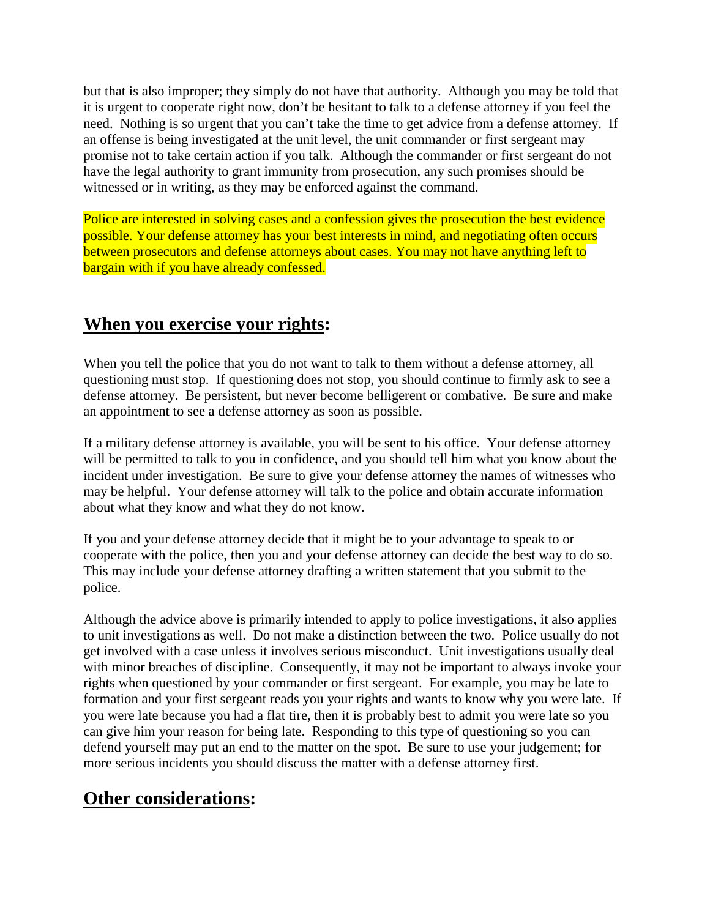but that is also improper; they simply do not have that authority. Although you may be told that it is urgent to cooperate right now, don't be hesitant to talk to a defense attorney if you feel the need. Nothing is so urgent that you can't take the time to get advice from a defense attorney. If an offense is being investigated at the unit level, the unit commander or first sergeant may promise not to take certain action if you talk. Although the commander or first sergeant do not have the legal authority to grant immunity from prosecution, any such promises should be witnessed or in writing, as they may be enforced against the command.

Police are interested in solving cases and a confession gives the prosecution the best evidence possible. Your defense attorney has your best interests in mind, and negotiating often occurs between prosecutors and defense attorneys about cases. You may not have anything left to bargain with if you have already confessed.

## **When you exercise your rights:**

When you tell the police that you do not want to talk to them without a defense attorney, all questioning must stop. If questioning does not stop, you should continue to firmly ask to see a defense attorney. Be persistent, but never become belligerent or combative. Be sure and make an appointment to see a defense attorney as soon as possible.

If a military defense attorney is available, you will be sent to his office. Your defense attorney will be permitted to talk to you in confidence, and you should tell him what you know about the incident under investigation. Be sure to give your defense attorney the names of witnesses who may be helpful. Your defense attorney will talk to the police and obtain accurate information about what they know and what they do not know.

If you and your defense attorney decide that it might be to your advantage to speak to or cooperate with the police, then you and your defense attorney can decide the best way to do so. This may include your defense attorney drafting a written statement that you submit to the police.

Although the advice above is primarily intended to apply to police investigations, it also applies to unit investigations as well. Do not make a distinction between the two. Police usually do not get involved with a case unless it involves serious misconduct. Unit investigations usually deal with minor breaches of discipline. Consequently, it may not be important to always invoke your rights when questioned by your commander or first sergeant. For example, you may be late to formation and your first sergeant reads you your rights and wants to know why you were late. If you were late because you had a flat tire, then it is probably best to admit you were late so you can give him your reason for being late. Responding to this type of questioning so you can defend yourself may put an end to the matter on the spot. Be sure to use your judgement; for more serious incidents you should discuss the matter with a defense attorney first.

## **Other considerations:**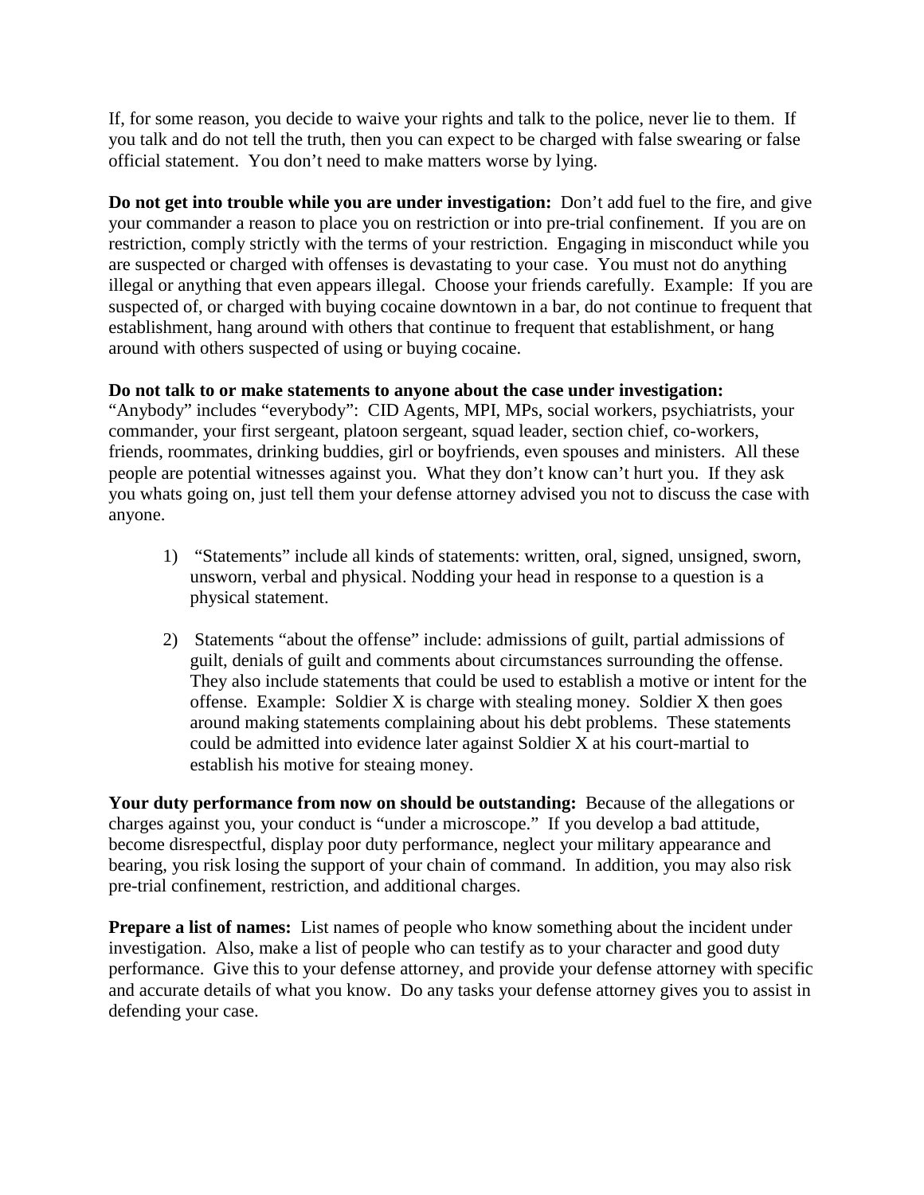If, for some reason, you decide to waive your rights and talk to the police, never lie to them. If you talk and do not tell the truth, then you can expect to be charged with false swearing or false official statement. You don't need to make matters worse by lying.

**Do not get into trouble while you are under investigation:** Don't add fuel to the fire, and give your commander a reason to place you on restriction or into pre-trial confinement. If you are on restriction, comply strictly with the terms of your restriction. Engaging in misconduct while you are suspected or charged with offenses is devastating to your case. You must not do anything illegal or anything that even appears illegal. Choose your friends carefully. Example: If you are suspected of, or charged with buying cocaine downtown in a bar, do not continue to frequent that establishment, hang around with others that continue to frequent that establishment, or hang around with others suspected of using or buying cocaine.

**Do not talk to or make statements to anyone about the case under investigation:** "Anybody" includes "everybody": CID Agents, MPI, MPs, social workers, psychiatrists, your commander, your first sergeant, platoon sergeant, squad leader, section chief, co-workers, friends, roommates, drinking buddies, girl or boyfriends, even spouses and ministers. All these people are potential witnesses against you. What they don't know can't hurt you. If they ask you whats going on, just tell them your defense attorney advised you not to discuss the case with anyone.

1) "Statements" include all kinds of statements: written, oral, signed, unsigned, sworn, unsworn, verbal and physical. Nodding your head in response to a question is a physical statement.

2) Statements "about the offense" include: admissions of guilt, partial admissions of guilt, denials of guilt and comments about circumstances surrounding the offense. They also include statements that could be used to establish a motive or intent for the offense. Example: Soldier X is charge with stealing money. Soldier X then goes around making statements complaining about his debt problems. These statements could be admitted into evidence later against Soldier X at his court-martial to establish his motive for steaing money.

**Your duty performance from now on should be outstanding:** Because of the allegations or charges against you, your conduct is "under a microscope." If you develop a bad attitude, become disrespectful, display poor duty performance, neglect your military appearance and bearing, you risk losing the support of your chain of command. In addition, you may also risk pre-trial confinement, restriction, and additional charges.

**Prepare a list of names:** List names of people who know something about the incident under investigation. Also, make a list of people who can testify as to your character and good duty performance. Give this to your defense attorney, and provide your defense attorney with specific and accurate details of what you know. Do any tasks your defense attorney gives you to assist in defending your case.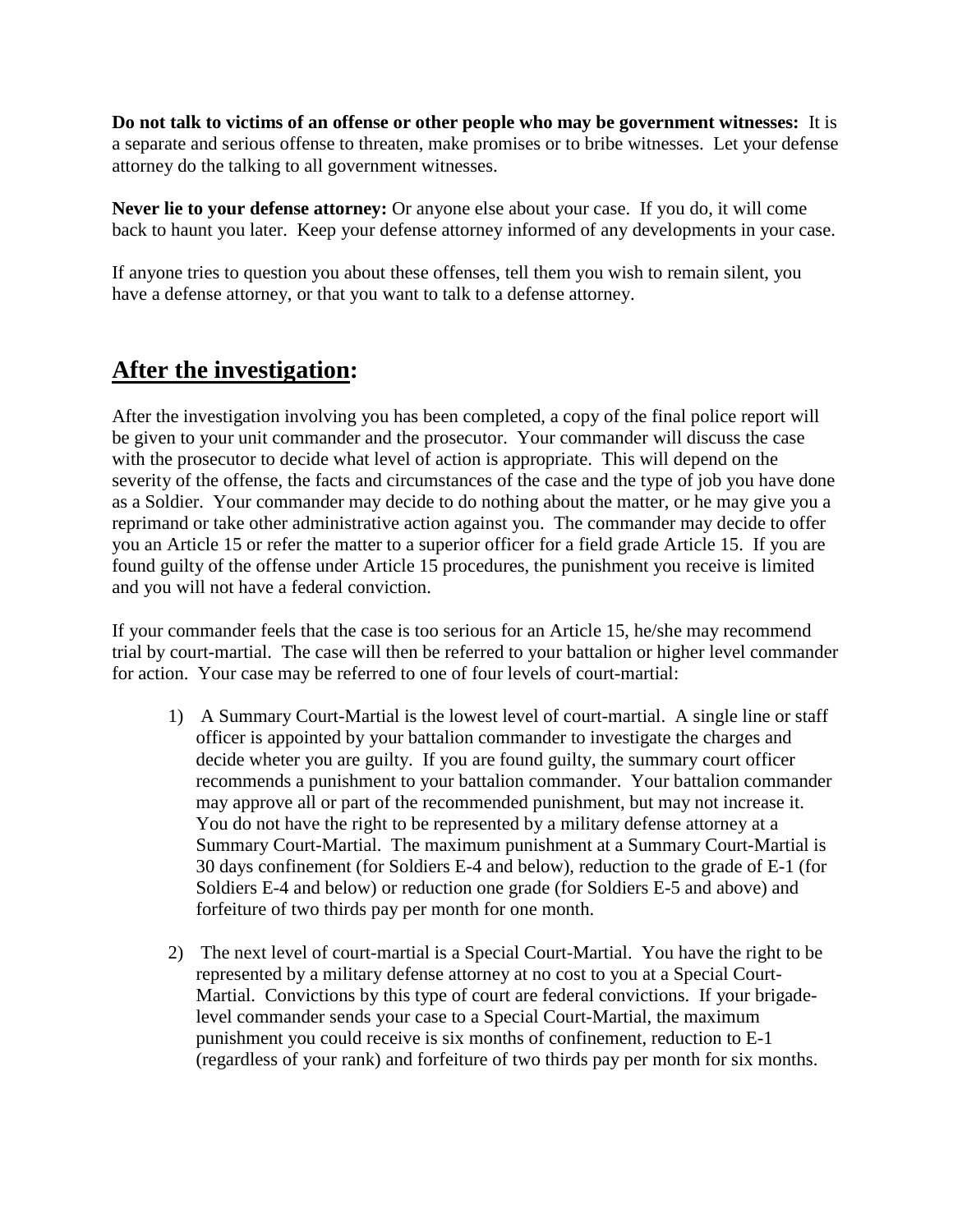**Do not talk to victims of an offense or other people who may be government witnesses:** It is a separate and serious offense to threaten, make promises or to bribe witnesses. Let your defense attorney do the talking to all government witnesses.

**Never lie to your defense attorney:** Or anyone else about your case. If you do, it will come back to haunt you later. Keep your defense attorney informed of any developments in your case.

If anyone tries to question you about these offenses, tell them you wish to remain silent, you have a defense attorney, or that you want to talk to a defense attorney.

## **<u>After the investigation</u>:**

After the investigation involving you has been completed, a copy of the final police report will be given to your unit commander and the prosecutor. Your commander will discuss the case with the prosecutor to decide what level of action is appropriate. This will depend on the severity of the offense, the facts and circumstances of the case and the type of job you have done as a Soldier. Your commander may decide to do nothing about the matter, or he may give you a reprimand or take other administrative action against you. The commander may decide to offer you an Article 15 or refer the matter to a superior officer for a field grade Article 15. If you are found guilty of the offense under Article 15 procedures, the punishment you receive is limited and you will not have a federal conviction.

If your commander feels that the case is too serious for an Article 15, he/she may recommend trial by court-martial. The case will then be referred to your battalion or higher level commander for action. Your case may be referred to one of four levels of court-martial:

1) A Summary Court-Martial is the lowest level of court-martial. A single line or staff officer is appointed by your battalion commander to investigate the charges and decide wheter you are guilty. If you are found guilty, the summary court officer recommends a punishment to your battalion commander. Your battalion commander may approve all or part of the recommended punishment, but may not increase it. You do not have the right to be represented by a military defense attorney at a Summary Court-Martial. The maximum punishment at a Summary Court-Martial is 30 days confinement (for Soldiers E-4 and below), reduction to the grade of E-1 (for Soldiers E-4 and below) or reduction one grade (for Soldiers E-5 and above) and forfeiture of two thirds pay per month for one month.

2) The next level of court-martial is a Special Court-Martial. You have the right to be represented by a military defense attorney at no cost to you at a Special Court-Martial. Convictions by this type of court are federal convictions. If your brigade-level commander sends your case to a Special Court-Martial, the maximum punishment you could receive is six months of confinement, reduction to E-1 (regardless of your rank) and forfeiture of two thirds pay per month for six months.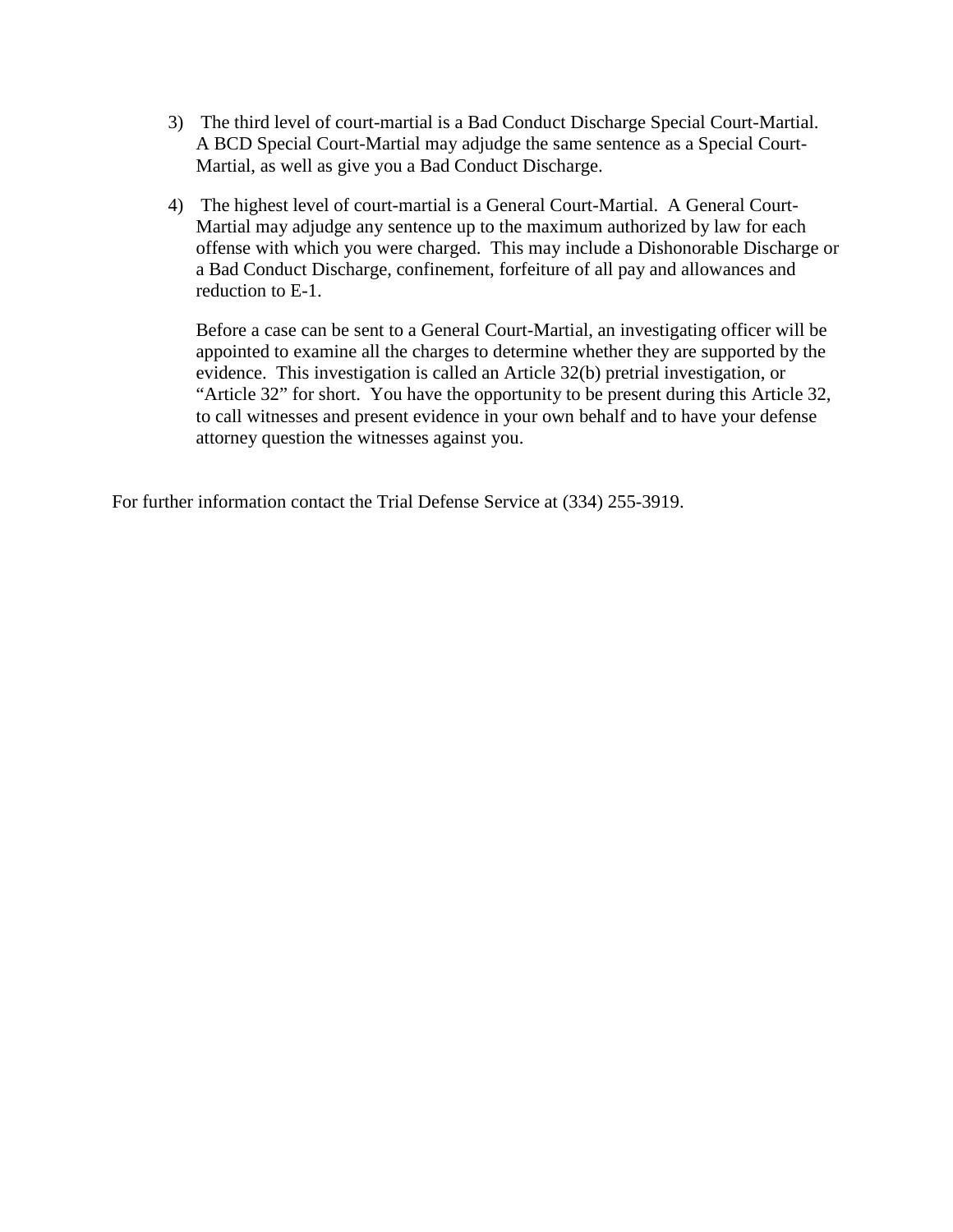3) The third level of court-martial is a Bad Conduct Discharge Special Court-Martial. A BCD Special Court-Martial may adjudge the same sentence as a Special Court-Martial, as well as give you a Bad Conduct Discharge.

4) The highest level of court-martial is a General Court-Martial. A General Court-Martial may adjudge any sentence up to the maximum authorized by law for each offense with which you were charged. This may include a Dishonorable Discharge or a Bad Conduct Discharge, confinement, forfeiture of all pay and allowances and reduction to E-1.

   Before a case can be sent to a General Court-Martial, an investigating officer will be appointed to examine all the charges to determine whether they are supported by the evidence. This investigation is called an Article 32(b) pretrial investigation, or "Article 32" for short. You have the opportunity to be present during this Article 32, to call witnesses and present evidence in your own behalf and to have your defense attorney question the witnesses against you.

For further information contact the Trial Defense Service at (334) 255-3919.